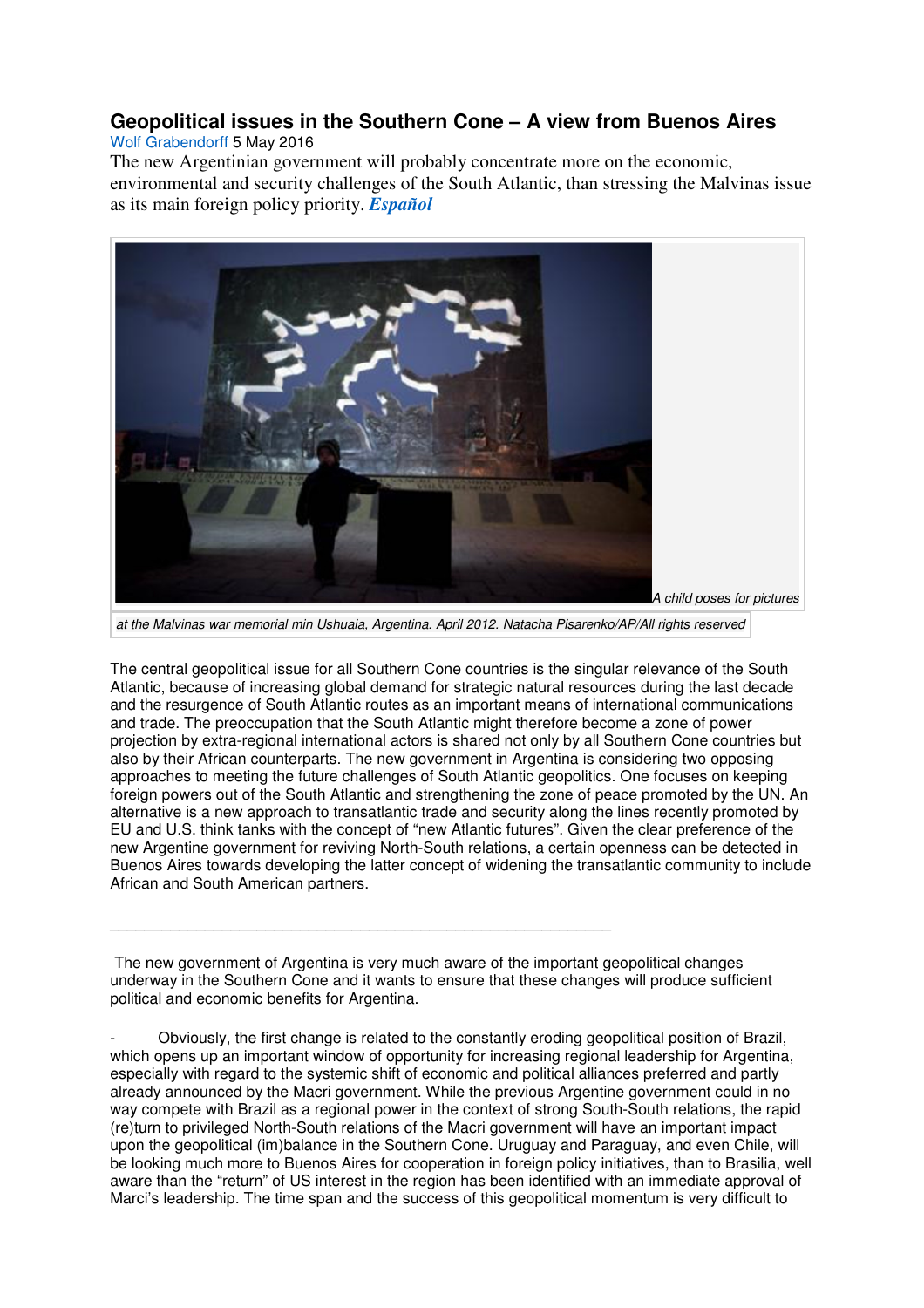# Geopolitical issues in the Southern Cone – A view from Buenos Aires

Wolf Grabendorff 5 May 2016

The new Argentinian government will probably concentrate more on the economic, environmental and security challenges of the South Atlantic, than stressing the Malvinas issue as its main foreign policy priority. ***Español***

A child poses for pictures at the Malvinas war memorial min Ushuaia, Argentina. April 2012. Natacha Pisarenko/AP/All rights reserved

The central geopolitical issue for all Southern Cone countries is the singular relevance of the South Atlantic, because of increasing global demand for strategic natural resources during the last decade and the resurgence of South Atlantic routes as an important means of international communications and trade. The preoccupation that the South Atlantic might therefore become a zone of power projection by extra-regional international actors is shared not only by all Southern Cone countries but also by their African counterparts. The new government in Argentina is considering two opposing approaches to meeting the future challenges of South Atlantic geopolitics. One focuses on keeping foreign powers out of the South Atlantic and strengthening the zone of peace promoted by the UN. An alternative is a new approach to transatlantic trade and security along the lines recently promoted by EU and U.S. think tanks with the concept of "new Atlantic futures". Given the clear preference of the new Argentine government for reviving North-South relations, a certain openness can be detected in Buenos Aires towards developing the latter concept of widening the transatlantic community to include African and South American partners.

---

The new government of Argentina is very much aware of the important geopolitical changes underway in the Southern Cone and it wants to ensure that these changes will produce sufficient political and economic benefits for Argentina.

- Obviously, the first change is related to the constantly eroding geopolitical position of Brazil, which opens up an important window of opportunity for increasing regional leadership for Argentina, especially with regard to the systemic shift of economic and political alliances preferred and partly already announced by the Macri government. While the previous Argentine government could in no way compete with Brazil as a regional power in the context of strong South-South relations, the rapid (re)turn to privileged North-South relations of the Macri government will have an important impact upon the geopolitical (im)balance in the Southern Cone. Uruguay and Paraguay, and even Chile, will be looking much more to Buenos Aires for cooperation in foreign policy initiatives, than to Brasilia, well aware than the "return" of US interest in the region has been identified with an immediate approval of Marci's leadership. The time span and the success of this geopolitical momentum is very difficult to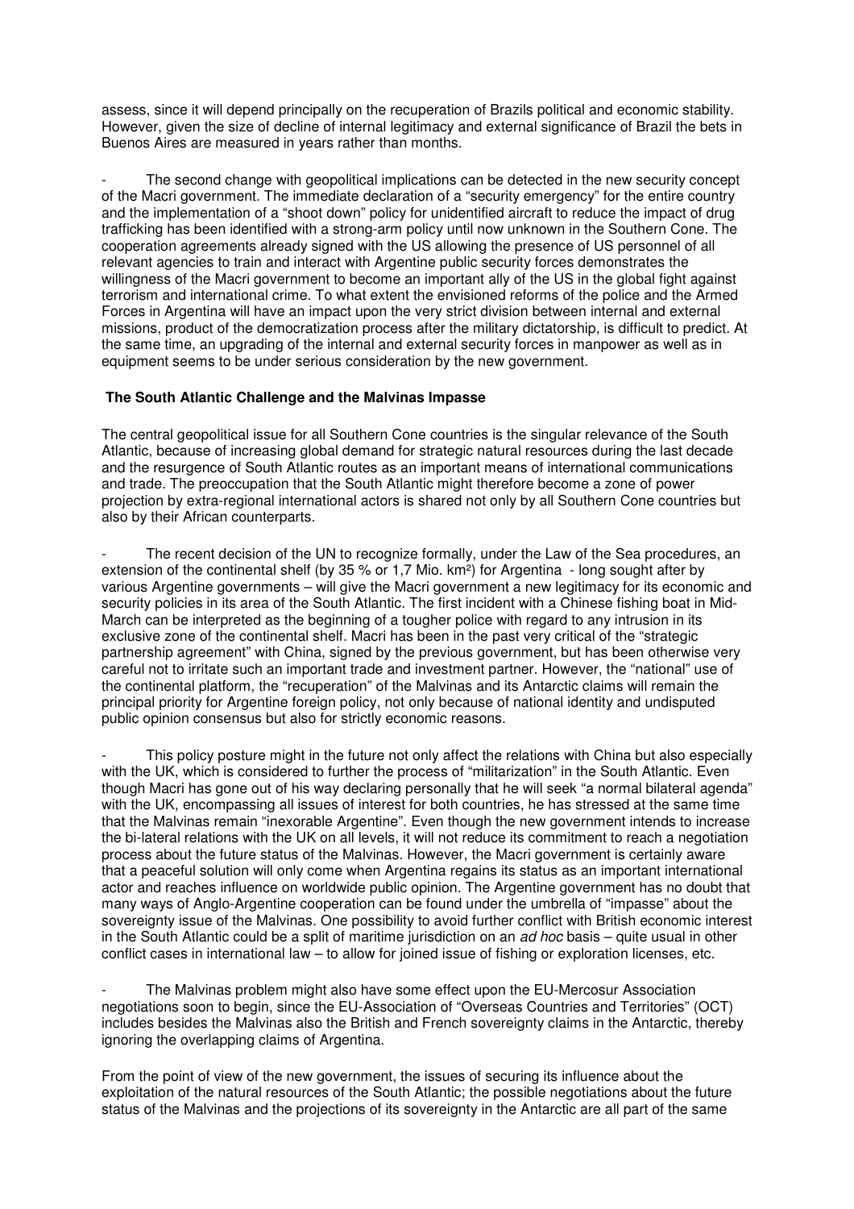assess, since it will depend principally on the recuperation of Brazils political and economic stability. However, given the size of decline of internal legitimacy and external significance of Brazil the bets in Buenos Aires are measured in years rather than months.

- The second change with geopolitical implications can be detected in the new security concept of the Macri government. The immediate declaration of a "security emergency" for the entire country and the implementation of a "shoot down" policy for unidentified aircraft to reduce the impact of drug trafficking has been identified with a strong-arm policy until now unknown in the Southern Cone. The cooperation agreements already signed with the US allowing the presence of US personnel of all relevant agencies to train and interact with Argentine public security forces demonstrates the willingness of the Macri government to become an important ally of the US in the global fight against terrorism and international crime. To what extent the envisioned reforms of the police and the Armed Forces in Argentina will have an impact upon the very strict division between internal and external missions, product of the democratization process after the military dictatorship, is difficult to predict. At the same time, an upgrading of the internal and external security forces in manpower as well as in equipment seems to be under serious consideration by the new government.

**The South Atlantic Challenge and the Malvinas Impasse**

The central geopolitical issue for all Southern Cone countries is the singular relevance of the South Atlantic, because of increasing global demand for strategic natural resources during the last decade and the resurgence of South Atlantic routes as an important means of international communications and trade. The preoccupation that the South Atlantic might therefore become a zone of power projection by extra-regional international actors is shared not only by all Southern Cone countries but also by their African counterparts.

- The recent decision of the UN to recognize formally, under the Law of the Sea procedures, an extension of the continental shelf (by 35 % or 1,7 Mio. km²) for Argentina - long sought after by various Argentine governments – will give the Macri government a new legitimacy for its economic and security policies in its area of the South Atlantic. The first incident with a Chinese fishing boat in Mid-March can be interpreted as the beginning of a tougher police with regard to any intrusion in its exclusive zone of the continental shelf. Macri has been in the past very critical of the "strategic partnership agreement" with China, signed by the previous government, but has been otherwise very careful not to irritate such an important trade and investment partner. However, the "national" use of the continental platform, the "recuperation" of the Malvinas and its Antarctic claims will remain the principal priority for Argentine foreign policy, not only because of national identity and undisputed public opinion consensus but also for strictly economic reasons.

- This policy posture might in the future not only affect the relations with China but also especially with the UK, which is considered to further the process of "militarization" in the South Atlantic. Even though Macri has gone out of his way declaring personally that he will seek "a normal bilateral agenda" with the UK, encompassing all issues of interest for both countries, he has stressed at the same time that the Malvinas remain "inexorable Argentine". Even though the new government intends to increase the bi-lateral relations with the UK on all levels, it will not reduce its commitment to reach a negotiation process about the future status of the Malvinas. However, the Macri government is certainly aware that a peaceful solution will only come when Argentina regains its status as an important international actor and reaches influence on worldwide public opinion. The Argentine government has no doubt that many ways of Anglo-Argentine cooperation can be found under the umbrella of "impasse" about the sovereignty issue of the Malvinas. One possibility to avoid further conflict with British economic interest in the South Atlantic could be a split of maritime jurisdiction on an *ad hoc* basis – quite usual in other conflict cases in international law – to allow for joined issue of fishing or exploration licenses, etc.

- The Malvinas problem might also have some effect upon the EU-Mercosur Association negotiations soon to begin, since the EU-Association of "Overseas Countries and Territories" (OCT) includes besides the Malvinas also the British and French sovereignty claims in the Antarctic, thereby ignoring the overlapping claims of Argentina.

From the point of view of the new government, the issues of securing its influence about the exploitation of the natural resources of the South Atlantic; the possible negotiations about the future status of the Malvinas and the projections of its sovereignty in the Antarctic are all part of the same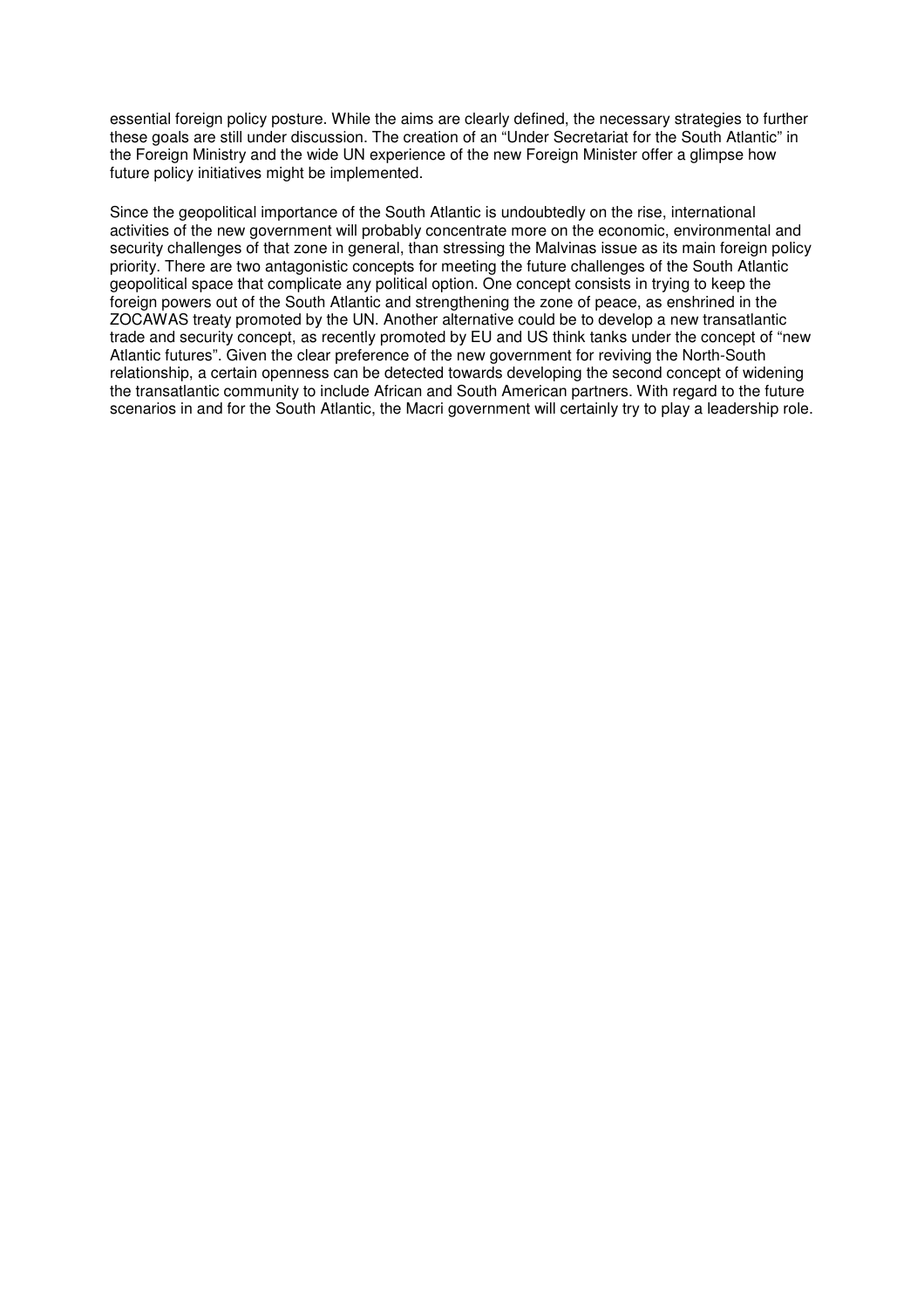essential foreign policy posture. While the aims are clearly defined, the necessary strategies to further these goals are still under discussion. The creation of an "Under Secretariat for the South Atlantic" in the Foreign Ministry and the wide UN experience of the new Foreign Minister offer a glimpse how future policy initiatives might be implemented.

Since the geopolitical importance of the South Atlantic is undoubtedly on the rise, international activities of the new government will probably concentrate more on the economic, environmental and security challenges of that zone in general, than stressing the Malvinas issue as its main foreign policy priority. There are two antagonistic concepts for meeting the future challenges of the South Atlantic geopolitical space that complicate any political option. One concept consists in trying to keep the foreign powers out of the South Atlantic and strengthening the zone of peace, as enshrined in the ZOCAWAS treaty promoted by the UN. Another alternative could be to develop a new transatlantic trade and security concept, as recently promoted by EU and US think tanks under the concept of "new Atlantic futures". Given the clear preference of the new government for reviving the North-South relationship, a certain openness can be detected towards developing the second concept of widening the transatlantic community to include African and South American partners. With regard to the future scenarios in and for the South Atlantic, the Macri government will certainly try to play a leadership role.